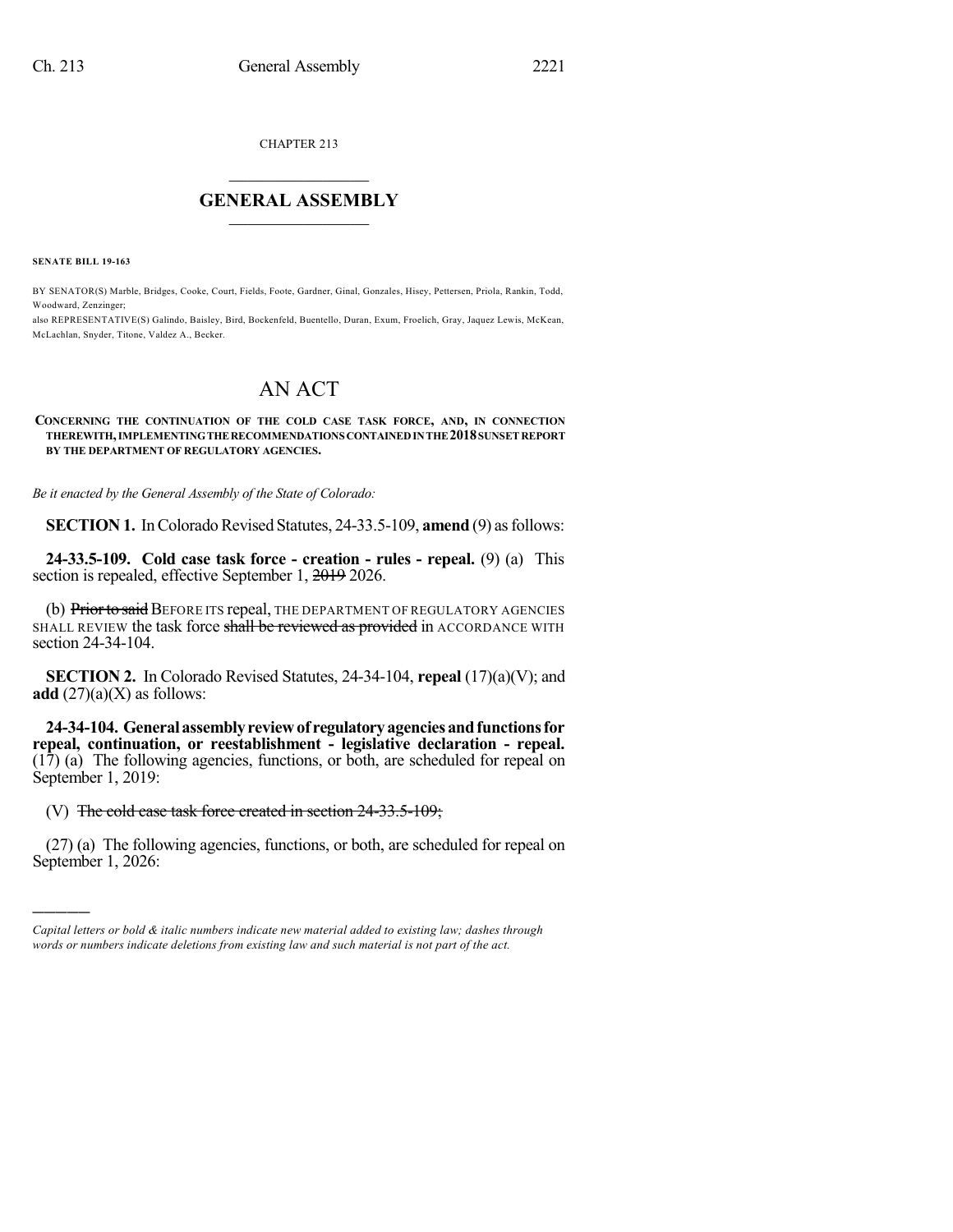CHAPTER 213

# GENERAL ASSEMBLY

**SENATE BILL 19-163**

BY SENATOR(S) Marble, Bridges, Cooke, Court, Fields, Foote, Gardner, Ginal, Gonzales, Hisey, Pettersen, Priola, Rankin, Todd, Woodward, Zenzinger;
also REPRESENTATIVE(S) Galindo, Baisley, Bird, Bockenfeld, Buentello, Duran, Exum, Froelich, Gray, Jaquez Lewis, McKean, McLachlan, Snyder, Titone, Valdez A., Becker.

# AN ACT

**CONCERNING THE CONTINUATION OF THE COLD CASE TASK FORCE, AND, IN CONNECTION THEREWITH, IMPLEMENTING THE RECOMMENDATIONS CONTAINED IN THE 2018 SUNSET REPORT BY THE DEPARTMENT OF REGULATORY AGENCIES.**

*Be it enacted by the General Assembly of the State of Colorado:*

**SECTION 1.** In Colorado Revised Statutes, 24-33.5-109, **amend** (9) as follows:

**24-33.5-109. Cold case task force - creation - rules - repeal.** (9) (a) This section is repealed, effective September 1, ~~2019~~ 2026.

(b) ~~Prior to said~~ BEFORE ITS repeal, THE DEPARTMENT OF REGULATORY AGENCIES SHALL REVIEW the task force ~~shall be reviewed as provided~~ in ACCORDANCE WITH section 24-34-104.

**SECTION 2.** In Colorado Revised Statutes, 24-34-104, **repeal** (17)(a)(V); and **add** (27)(a)(X) as follows:

**24-34-104. General assembly review of regulatory agencies and functions for repeal, continuation, or reestablishment - legislative declaration - repeal.** (17) (a) The following agencies, functions, or both, are scheduled for repeal on September 1, 2019:

(V) ~~The cold case task force created in section 24-33.5-109;~~

(27) (a) The following agencies, functions, or both, are scheduled for repeal on September 1, 2026:

---

*Capital letters or bold & italic numbers indicate new material added to existing law; dashes through words or numbers indicate deletions from existing law and such material is not part of the act.*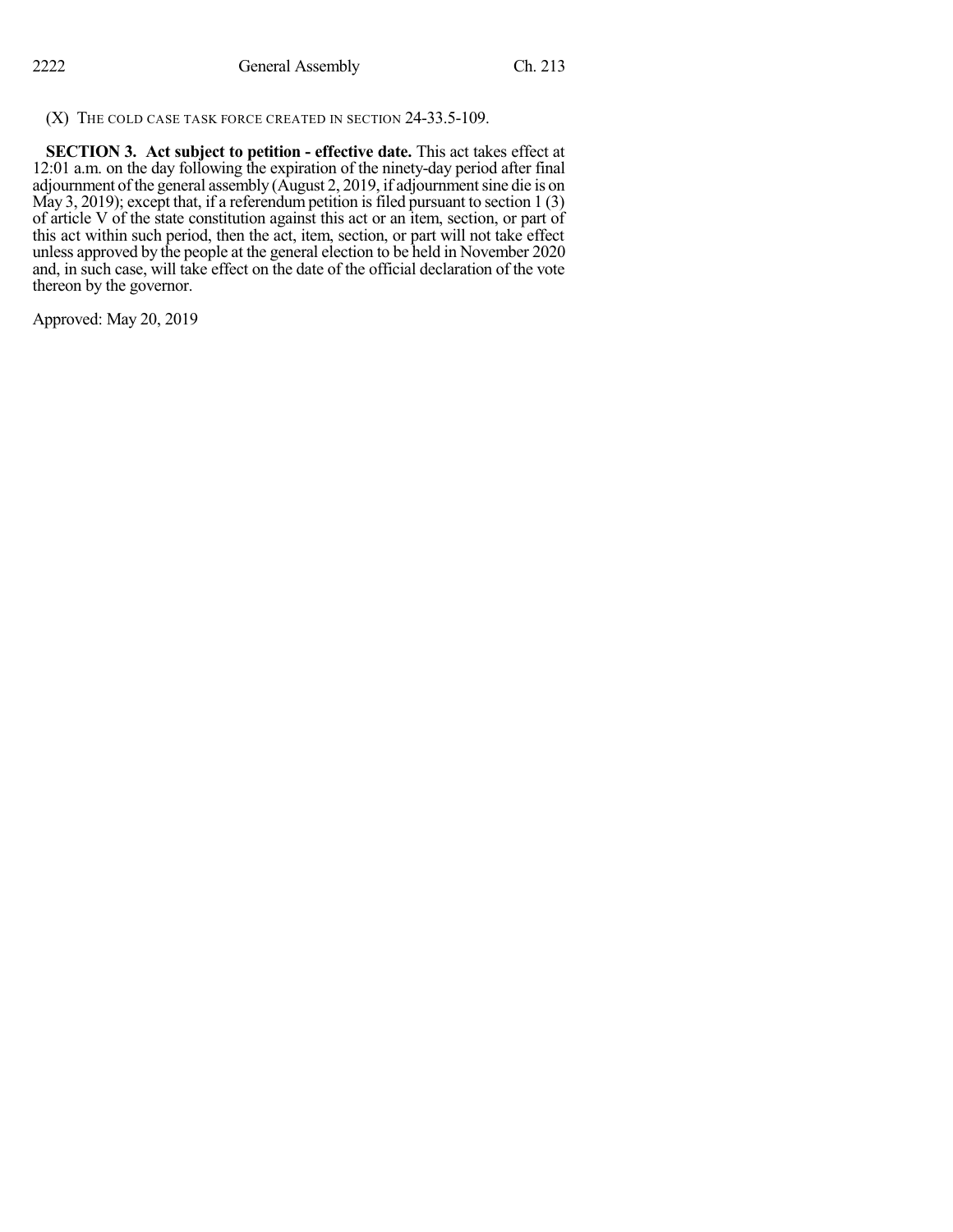(X) THE COLD CASE TASK FORCE CREATED IN SECTION 24-33.5-109.

**SECTION 3. Act subject to petition - effective date.** This act takes effect at 12:01 a.m. on the day following the expiration of the ninety-day period after final adjournment of the general assembly (August 2, 2019, if adjournment sine die is on May 3, 2019); except that, if a referendum petition is filed pursuant to section 1 (3) of article V of the state constitution against this act or an item, section, or part of this act within such period, then the act, item, section, or part will not take effect unless approved by the people at the general election to be held in November 2020 and, in such case, will take effect on the date of the official declaration of the vote thereon by the governor.

Approved: May 20, 2019